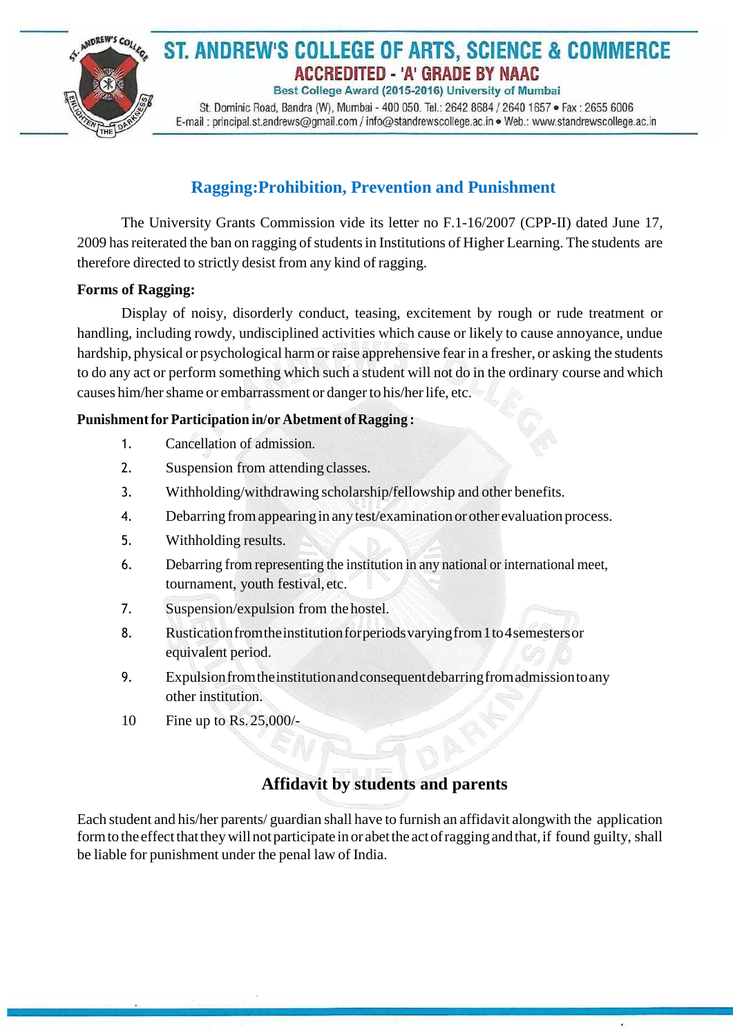# ST. ANDREW'S COLLEGE OF ARTS, SCIENCE & COMMERCE

**ACCREDITED - 'A' GRADE BY NAAC**

Best College Award (2015-2016) University of Mumbai

St. Dominic Road, Bandra (W), Mumbai - 400 050. Tel.: 2642 8684 / 2640 1657 • Fax : 2655 6006
E-mail : principal.st.andrews@gmail.com / info@standrewscollege.ac.in • Web.: www.standrewscollege.ac.in

## Ragging:Prohibition, Prevention and Punishment

The University Grants Commission vide its letter no F.1-16/2007 (CPP-II) dated June 17, 2009 has reiterated the ban on ragging of students in Institutions of Higher Learning. The students are therefore directed to strictly desist from any kind of ragging.

**Forms of Ragging:**

Display of noisy, disorderly conduct, teasing, excitement by rough or rude treatment or handling, including rowdy, undisciplined activities which cause or likely to cause annoyance, undue hardship, physical or psychological harm or raise apprehensive fear in a fresher, or asking the students to do any act or perform something which such a student will not do in the ordinary course and which causes him/her shame or embarrassment or danger to his/her life, etc.

**Punishment for Participation in/or Abetment of Ragging :**

1. Cancellation of admission.
2. Suspension from attending classes.
3. Withholding/withdrawing scholarship/fellowship and other benefits.
4. Debarring from appearing in any test/examination or other evaluation process.
5. Withholding results.
6. Debarring from representing the institution in any national or international meet, tournament, youth festival, etc.
7. Suspension/expulsion from the hostel.
8. Rustication from the institution for periods varying from 1 to 4 semesters or equivalent period.
9. Expulsion from the institution and consequent debarring from admission to any other institution.
10. Fine up to Rs. 25,000/-

## Affidavit by students and parents

Each student and his/her parents/ guardian shall have to furnish an affidavit alongwith the application form to the effect that they will not participate in or abet the act of ragging and that, if found guilty, shall be liable for punishment under the penal law of India.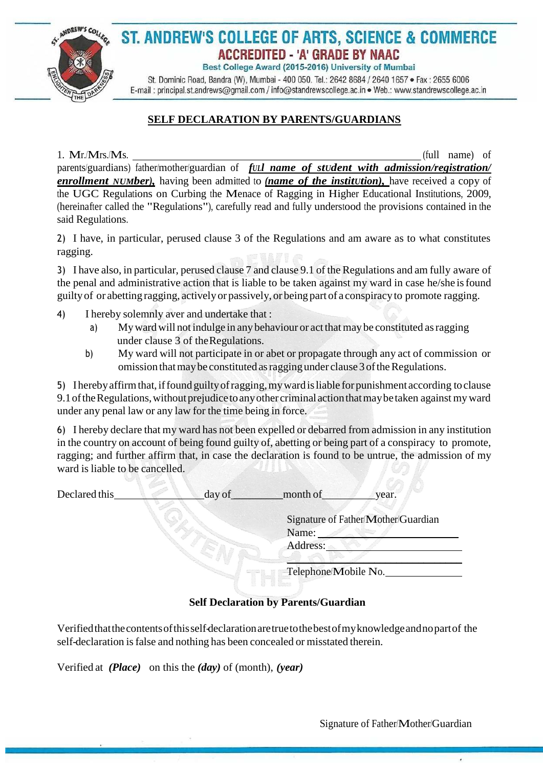# ST. ANDREW'S COLLEGE OF ARTS, SCIENCE & COMMERCE

**ACCREDITED - 'A' GRADE BY NAAC**

Best College Award (2015-2016) University of Mumbai

St. Dominic Road, Bandra (W), Mumbai - 400 050. Tel.: 2642 8684 / 2640 1657 • Fax : 2655 6006
E-mail : principal.st.andrews@gmail.com / info@standrewscollege.ac.in • Web.: www.standrewscollege.ac.in

## SELF DECLARATION BY PARENTS/GUARDIANS

1. Mr./Mrs./Ms. ______________________________ (full name) of parents/guardians) father/mother/guardian of ***fUll name of stUdent with admission/registration/ enrollment NUMber),*** having been admitted to ***(name of the institUtion),*** have received a copy of the UGC Regulations on Curbing the Menace of Ragging in Higher Educational Institutions, 2009, (hereinafter called the "Regulations"), carefully read and fully understood the provisions contained in the said Regulations.

2) I have, in particular, perused clause 3 of the Regulations and am aware as to what constitutes ragging.

3) I have also, in particular, perused clause 7 and clause 9.1 of the Regulations and am fully aware of the penal and administrative action that is liable to be taken against my ward in case he/she is found guilty of or abetting ragging, actively or passively, or being part of a conspiracy to promote ragging.

4) I hereby solemnly aver and undertake that :
   a) My ward will not indulge in any behaviour or act that may be constituted as ragging under clause 3 of the Regulations.
   b) My ward will not participate in or abet or propagate through any act of commission or omission that may be constituted as ragging under clause 3 of the Regulations.

5) I hereby affirm that, if found guilty of ragging, my ward is liable for punishment according to clause 9.1 of the Regulations, without prejudice to any other criminal action that may be taken against my ward under any penal law or any law for the time being in force.

6) I hereby declare that my ward has not been expelled or debarred from admission in any institution in the country on account of being found guilty of, abetting or being part of a conspiracy to promote, ragging; and further affirm that, in case the declaration is found to be untrue, the admission of my ward is liable to be cancelled.

Declared this ______________ day of __________ month of __________ year.

Signature of Father/Mother/Guardian
Name: ______________________
Address: ______________________
______________________
Telephone/Mobile No. ______________

**Self Declaration by Parents/Guardian**

Verified that the contents of this self-declaration are true to the best of my knowledge and no part of the self-declaration is false and nothing has been concealed or misstated therein.

Verified at ***(Place)*** on this the ***(day)*** of (month), ***(year)***

Signature of Father/Mother/Guardian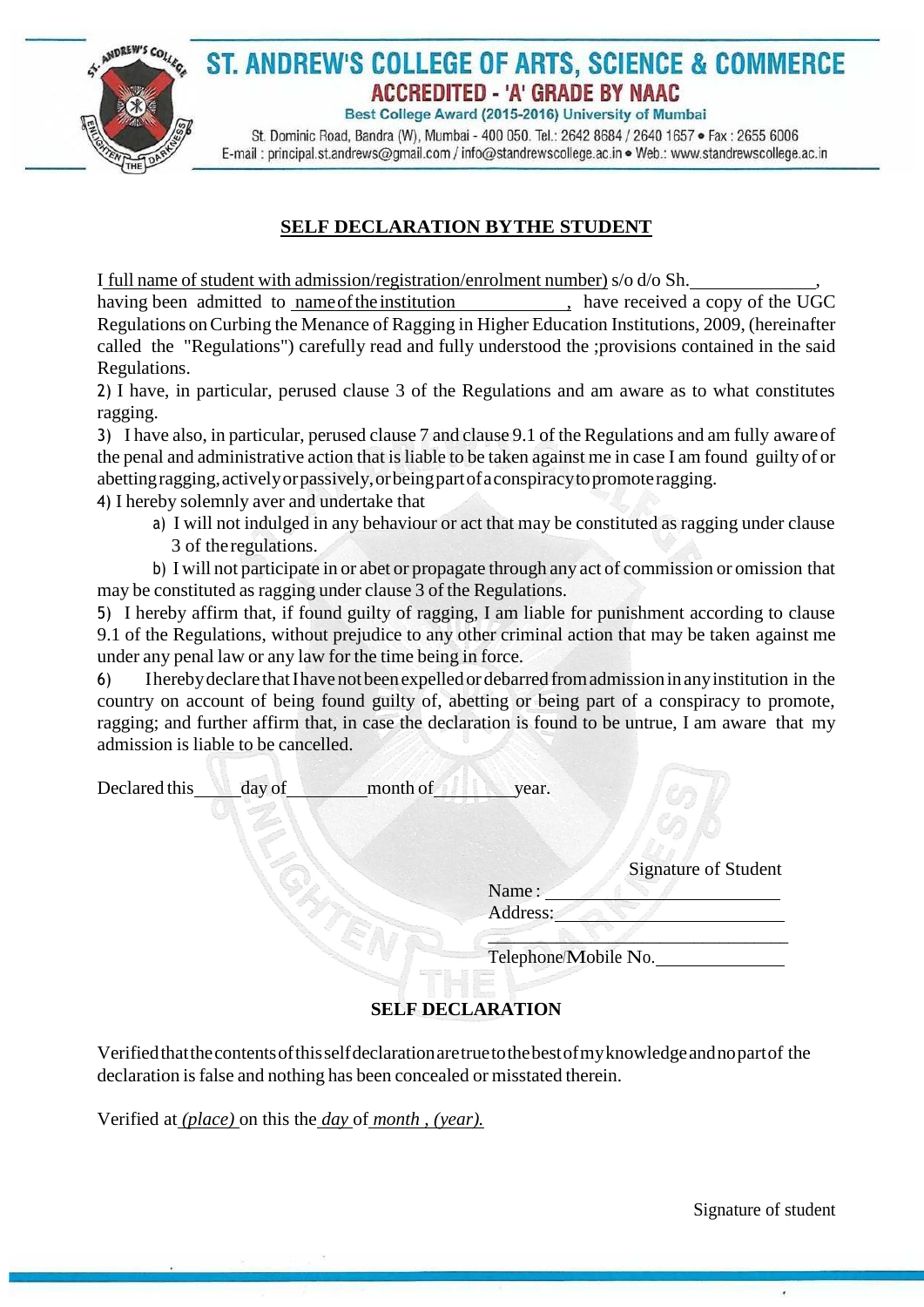ST. ANDREW'S COLLEGE OF ARTS, SCIENCE & COMMERCE

ACCREDITED - 'A' GRADE BY NAAC

Best College Award (2015-2016) University of Mumbai

St. Dominic Road, Bandra (W), Mumbai - 400 050. Tel.: 2642 8684 / 2640 1657 • Fax : 2655 6006
E-mail : principal.st.andrews@gmail.com / info@standrewscollege.ac.in • Web.: www.standrewscollege.ac.in

## SELF DECLARATION BYTHE STUDENT

I full name of student with admission/registration/enrolment number) s/o d/o Sh.______________, having been admitted to name of the institution ______________, have received a copy of the UGC Regulations on Curbing the Menance of Ragging in Higher Education Institutions, 2009, (hereinafter called the "Regulations") carefully read and fully understood the ;provisions contained in the said Regulations.

2) I have, in particular, perused clause 3 of the Regulations and am aware as to what constitutes ragging.

3) I have also, in particular, perused clause 7 and clause 9.1 of the Regulations and am fully aware of the penal and administrative action that is liable to be taken against me in case I am found guilty of or abetting ragging, actively or passively, or being part of a conspiracy to promote ragging.

4) I hereby solemnly aver and undertake that

a) I will not indulged in any behaviour or act that may be constituted as ragging under clause 3 of the regulations.

b) I will not participate in or abet or propagate through any act of commission or omission that may be constituted as ragging under clause 3 of the Regulations.

5) I hereby affirm that, if found guilty of ragging, I am liable for punishment according to clause 9.1 of the Regulations, without prejudice to any other criminal action that may be taken against me under any penal law or any law for the time being in force.

6) I hereby declare that I have not been expelled or debarred from admission in any institution in the country on account of being found guilty of, abetting or being part of a conspiracy to promote, ragging; and further affirm that, in case the declaration is found to be untrue, I am aware that my admission is liable to be cancelled.

Declared this_____day of_________month of_________year.

Signature of Student

Name : ________________________

Address: ________________________

________________________________

Telephone/Mobile No.______________

## SELF DECLARATION

Verified that the contents of this self declaration are true to the best of my knowledge and no part of the declaration is false and nothing has been concealed or misstated therein.

Verified at *(place)* on this the *day* of *month , (year).*

Signature of student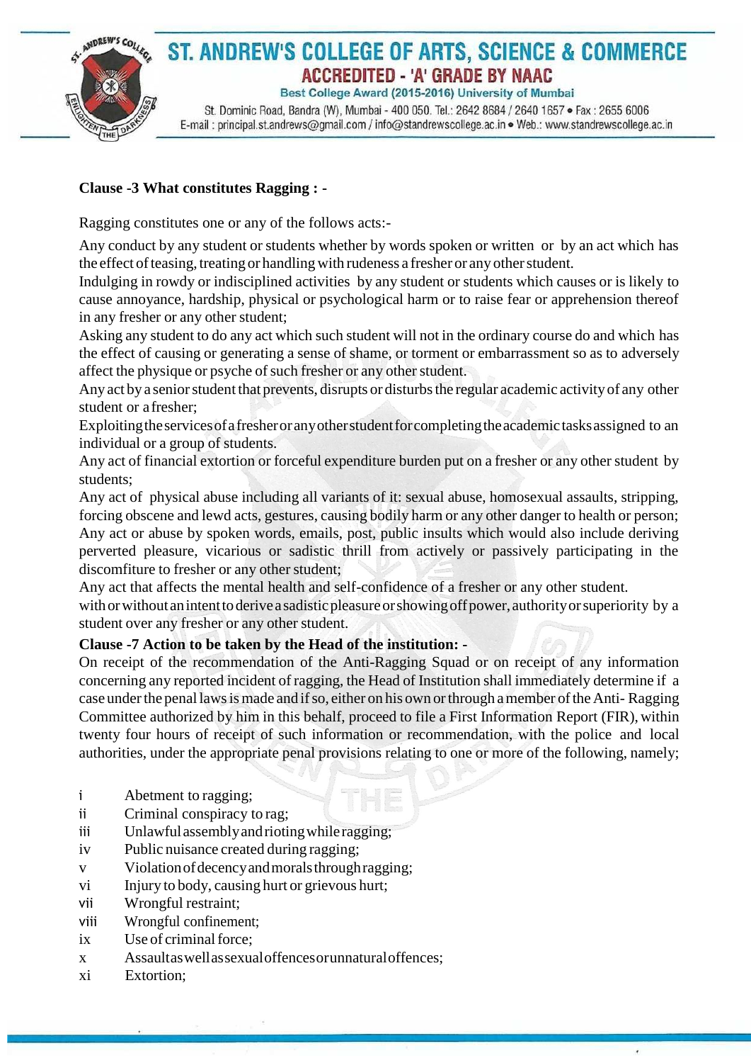**Clause -3 What constitutes Ragging : -**

Ragging constitutes one or any of the follows acts:-

Any conduct by any student or students whether by words spoken or written or by an act which has the effect of teasing, treating or handling with rudeness a fresher or any other student.

Indulging in rowdy or indisciplined activities by any student or students which causes or is likely to cause annoyance, hardship, physical or psychological harm or to raise fear or apprehension thereof in any fresher or any other student;

Asking any student to do any act which such student will not in the ordinary course do and which has the effect of causing or generating a sense of shame, or torment or embarrassment so as to adversely affect the physique or psyche of such fresher or any other student.

Any act by a senior student that prevents, disrupts or disturbs the regular academic activity of any other student or a fresher;

Exploiting the services of a fresher or any other student for completing the academic tasks assigned to an individual or a group of students.

Any act of financial extortion or forceful expenditure burden put on a fresher or any other student by students;

Any act of physical abuse including all variants of it: sexual abuse, homosexual assaults, stripping, forcing obscene and lewd acts, gestures, causing bodily harm or any other danger to health or person;

Any act or abuse by spoken words, emails, post, public insults which would also include deriving perverted pleasure, vicarious or sadistic thrill from actively or passively participating in the discomfiture to fresher or any other student;

Any act that affects the mental health and self-confidence of a fresher or any other student.

with or without an intent to derive a sadistic pleasure or showing off power, authority or superiority by a student over any fresher or any other student.

**Clause -7 Action to be taken by the Head of the institution: -**

On receipt of the recommendation of the Anti-Ragging Squad or on receipt of any information concerning any reported incident of ragging, the Head of Institution shall immediately determine if a case under the penal laws is made and if so, either on his own or through a member of the Anti- Ragging Committee authorized by him in this behalf, proceed to file a First Information Report (FIR), within twenty four hours of receipt of such information or recommendation, with the police and local authorities, under the appropriate penal provisions relating to one or more of the following, namely;

i Abetment to ragging;
ii Criminal conspiracy to rag;
iii Unlawful assembly and rioting while ragging;
iv Public nuisance created during ragging;
v Violation of decency and morals through ragging;
vi Injury to body, causing hurt or grievous hurt;
vii Wrongful restraint;
viii Wrongful confinement;
ix Use of criminal force;
x Assault as well as sexual offences or unnatural offences;
xi Extortion;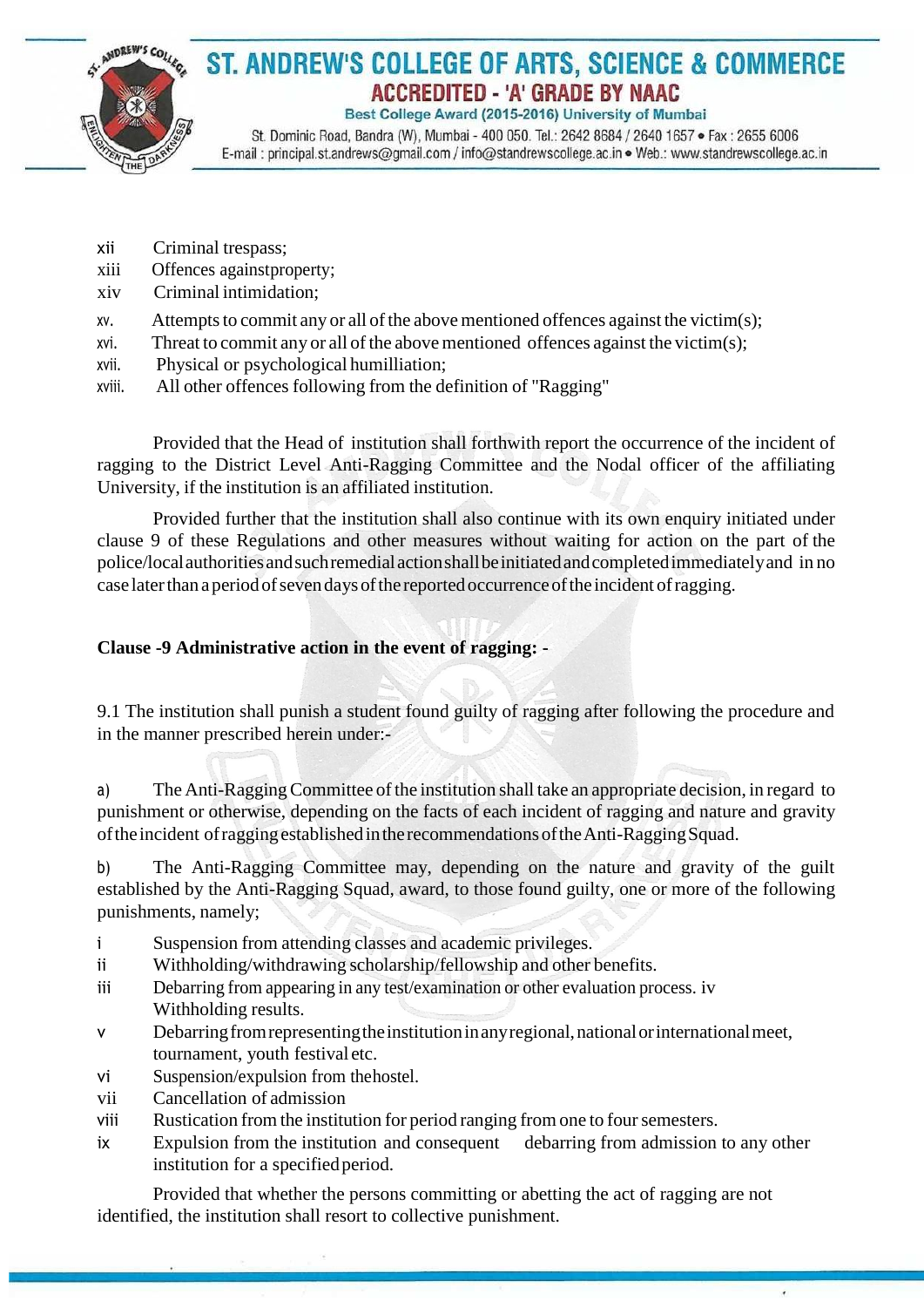xii Criminal trespass;

xiii Offences againstproperty;

xiv Criminal intimidation;

xv. Attempts to commit any or all of the above mentioned offences against the victim(s);

xvi. Threat to commit any or all of the above mentioned offences against the victim(s);

xvii. Physical or psychological humilliation;

xviii. All other offences following from the definition of "Ragging"

Provided that the Head of institution shall forthwith report the occurrence of the incident of ragging to the District Level Anti-Ragging Committee and the Nodal officer of the affiliating University, if the institution is an affiliated institution.

Provided further that the institution shall also continue with its own enquiry initiated under clause 9 of these Regulations and other measures without waiting for action on the part of the police/local authorities and such remedial action shall be initiated and completed immediately and in no case later than a period of seven days of the reported occurrence of the incident of ragging.

**Clause -9 Administrative action in the event of ragging: -**

9.1 The institution shall punish a student found guilty of ragging after following the procedure and in the manner prescribed herein under:-

a) The Anti-Ragging Committee of the institution shall take an appropriate decision, in regard to punishment or otherwise, depending on the facts of each incident of ragging and nature and gravity of the incident of ragging established in the recommendations of the Anti-Ragging Squad.

b) The Anti-Ragging Committee may, depending on the nature and gravity of the guilt established by the Anti-Ragging Squad, award, to those found guilty, one or more of the following punishments, namely;

i Suspension from attending classes and academic privileges.

ii Withholding/withdrawing scholarship/fellowship and other benefits.

iii Debarring from appearing in any test/examination or other evaluation process. iv Withholding results.

v Debarring from representing the institution in any regional, national or international meet, tournament, youth festival etc.

vi Suspension/expulsion from thehostel.

vii Cancellation of admission

viii Rustication from the institution for period ranging from one to four semesters.

ix Expulsion from the institution and consequent debarring from admission to any other institution for a specified period.

Provided that whether the persons committing or abetting the act of ragging are not identified, the institution shall resort to collective punishment.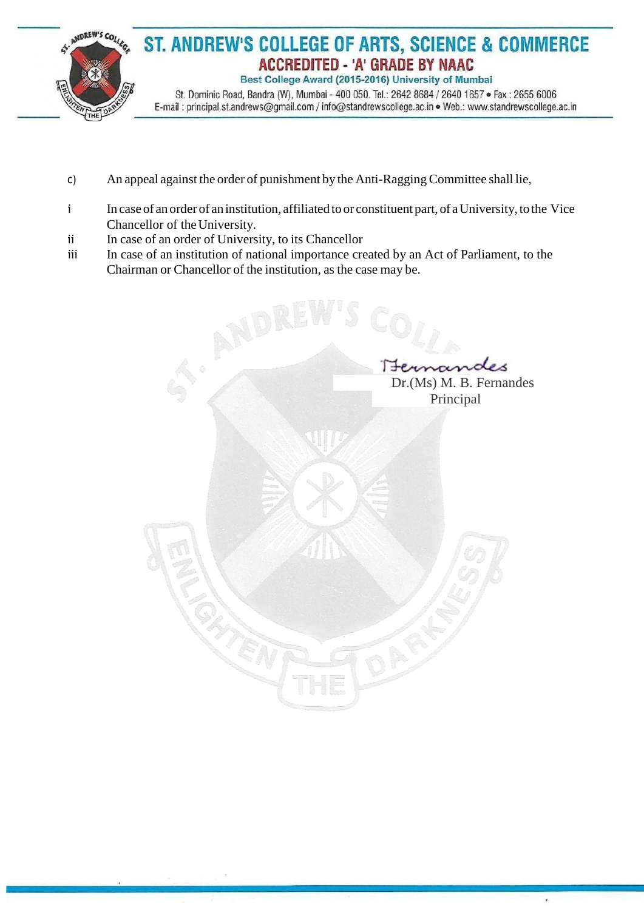c) An appeal against the order of punishment by the Anti-Ragging Committee shall lie,

i In case of an order of an institution, affiliated to or constituent part, of a University, to the Vice Chancellor of the University.

ii In case of an order of University, to its Chancellor

iii In case of an institution of national importance created by an Act of Parliament, to the Chairman or Chancellor of the institution, as the case may be.

Fernandes

Dr.(Ms) M. B. Fernandes

Principal